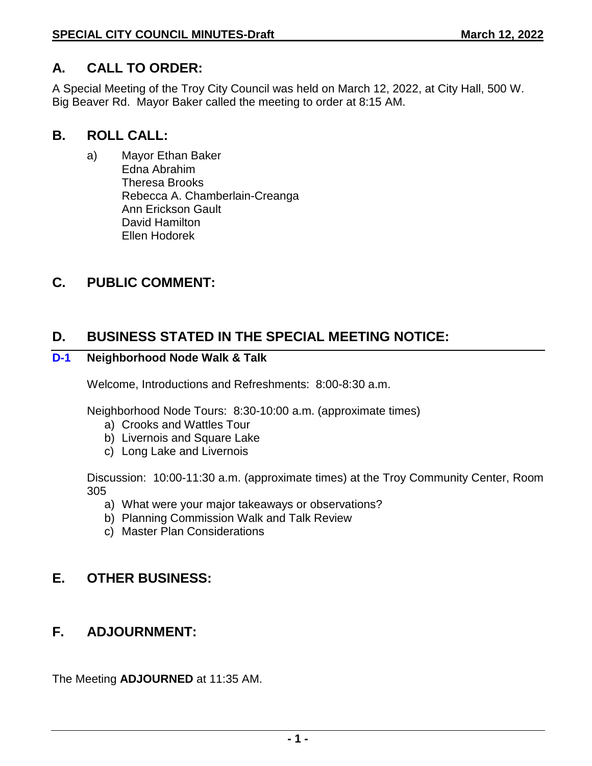## A. CALL TO ORDER:

A Special Meeting of the Troy City Council was held on March 12, 2022, at City Hall, 500 W. Big Beaver Rd. Mayor Baker called the meeting to order at 8:15 AM.

## B. ROLL CALL:

a) Mayor Ethan Baker
   Edna Abrahim
   Theresa Brooks
   Rebecca A. Chamberlain-Creanga
   Ann Erickson Gault
   David Hamilton
   Ellen Hodorek

## C. PUBLIC COMMENT:

## D. BUSINESS STATED IN THE SPECIAL MEETING NOTICE:

### D-1 Neighborhood Node Walk & Talk

Welcome, Introductions and Refreshments: 8:00-8:30 a.m.

Neighborhood Node Tours: 8:30-10:00 a.m. (approximate times)

a) Crooks and Wattles Tour
b) Livernois and Square Lake
c) Long Lake and Livernois

Discussion: 10:00-11:30 a.m. (approximate times) at the Troy Community Center, Room 305

a) What were your major takeaways or observations?
b) Planning Commission Walk and Talk Review
c) Master Plan Considerations

## E. OTHER BUSINESS:

## F. ADJOURNMENT:

The Meeting **ADJOURNED** at 11:35 AM.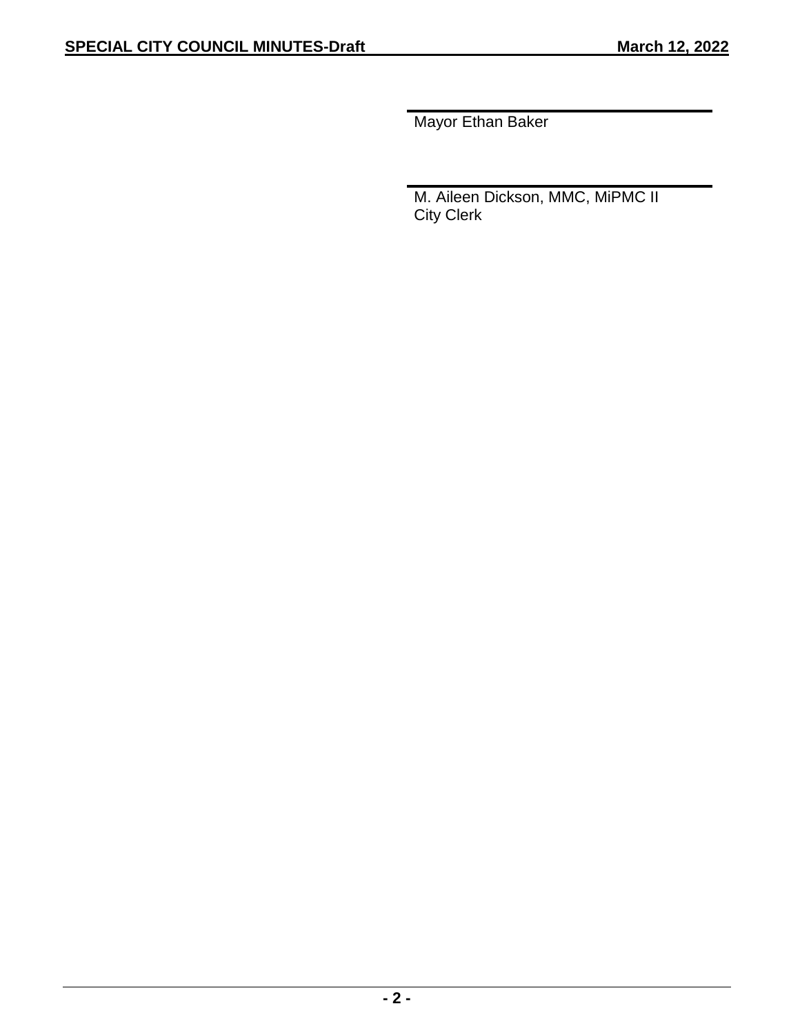\_\_\_\_\_\_\_\_\_\_\_\_\_\_\_\_\_\_\_\_\_\_\_\_\_\_\_\_\_\_\_\_\_\_\_\_

Mayor Ethan Baker

\_\_\_\_\_\_\_\_\_\_\_\_\_\_\_\_\_\_\_\_\_\_\_\_\_\_\_\_\_\_\_\_\_\_\_\_

M. Aileen Dickson, MMC, MiPMC II
City Clerk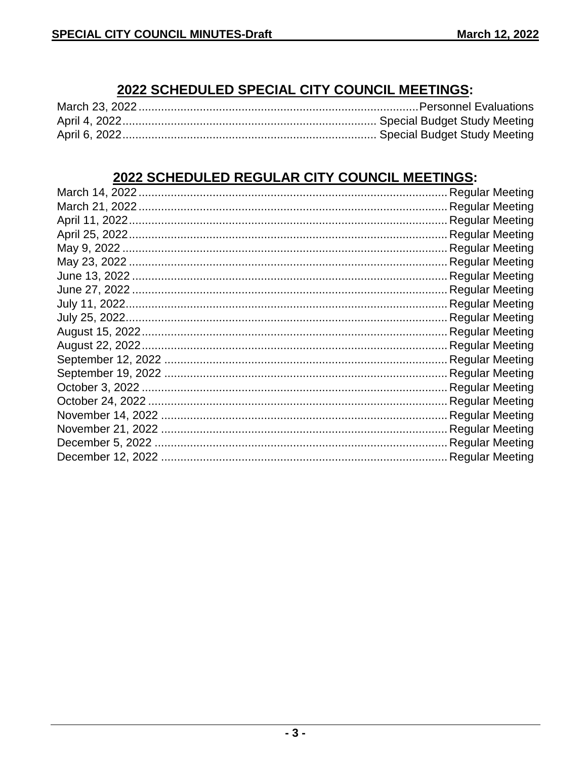## 2022 SCHEDULED SPECIAL CITY COUNCIL MEETINGS:

March 23, 2022........................................................................................Personnel Evaluations
April 4, 2022.............................................................................. Special Budget Study Meeting
April 6, 2022.............................................................................. Special Budget Study Meeting

## 2022 SCHEDULED REGULAR CITY COUNCIL MEETINGS:

March 14, 2022................................................................................................Regular Meeting
March 21, 2022................................................................................................Regular Meeting
April 11, 2022..................................................................................................Regular Meeting
April 25, 2022..................................................................................................Regular Meeting
May 9, 2022.....................................................................................................Regular Meeting
May 23, 2022...................................................................................................Regular Meeting
June 13, 2022..................................................................................................Regular Meeting
June 27, 2022..................................................................................................Regular Meeting
July 11, 2022....................................................................................................Regular Meeting
July 25, 2022....................................................................................................Regular Meeting
August 15, 2022...............................................................................................Regular Meeting
August 22, 2022...............................................................................................Regular Meeting
September 12, 2022........................................................................................Regular Meeting
September 19, 2022........................................................................................Regular Meeting
October 3, 2022...............................................................................................Regular Meeting
October 24, 2022.............................................................................................Regular Meeting
November 14, 2022.........................................................................................Regular Meeting
November 21, 2022.........................................................................................Regular Meeting
December 5, 2022...........................................................................................Regular Meeting
December 12, 2022.........................................................................................Regular Meeting